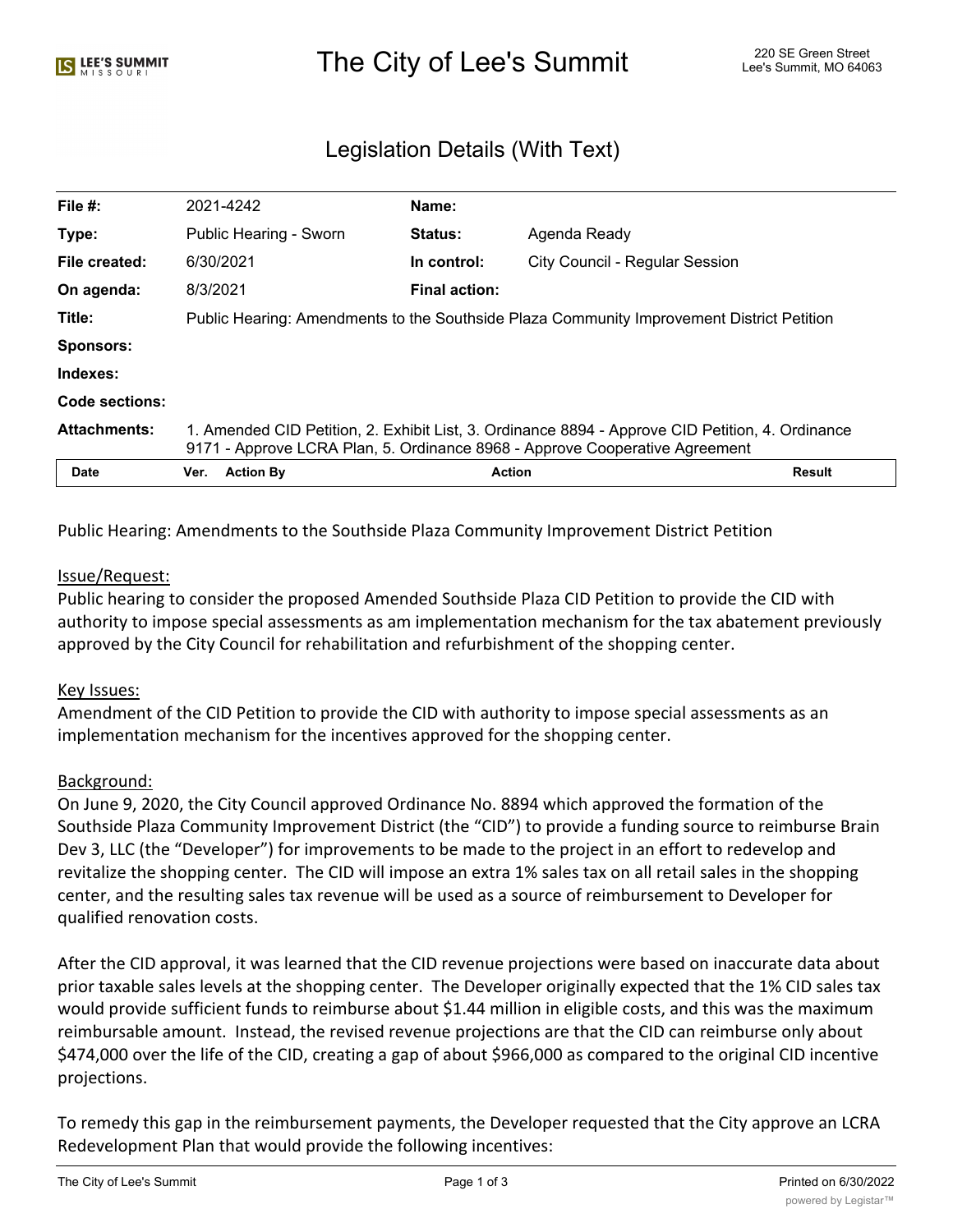# The City of Lee's Summit

220 SE Green Street
Lee's Summit, MO 64063

## Legislation Details (With Text)

| | | | |
|---|---|---|---|
| **File #:** | 2021-4242 | **Name:** | |
| **Type:** | Public Hearing - Sworn | **Status:** | Agenda Ready |
| **File created:** | 6/30/2021 | **In control:** | City Council - Regular Session |
| **On agenda:** | 8/3/2021 | **Final action:** | |
| **Title:** | Public Hearing: Amendments to the Southside Plaza Community Improvement District Petition | | |
| **Sponsors:** | | | |
| **Indexes:** | | | |
| **Code sections:** | | | |
| **Attachments:** | 1. Amended CID Petition, 2. Exhibit List, 3. Ordinance 8894 - Approve CID Petition, 4. Ordinance 9171 - Approve LCRA Plan, 5. Ordinance 8968 - Approve Cooperative Agreement | | |

| Date | Ver. | Action By | Action | Result |
|---|---|---|---|---|

Public Hearing: Amendments to the Southside Plaza Community Improvement District Petition

Issue/Request:
Public hearing to consider the proposed Amended Southside Plaza CID Petition to provide the CID with authority to impose special assessments as am implementation mechanism for the tax abatement previously approved by the City Council for rehabilitation and refurbishment of the shopping center.

Key Issues:
Amendment of the CID Petition to provide the CID with authority to impose special assessments as an implementation mechanism for the incentives approved for the shopping center.

Background:
On June 9, 2020, the City Council approved Ordinance No. 8894 which approved the formation of the Southside Plaza Community Improvement District (the "CID") to provide a funding source to reimburse Brain Dev 3, LLC (the "Developer") for improvements to be made to the project in an effort to redevelop and revitalize the shopping center. The CID will impose an extra 1% sales tax on all retail sales in the shopping center, and the resulting sales tax revenue will be used as a source of reimbursement to Developer for qualified renovation costs.

After the CID approval, it was learned that the CID revenue projections were based on inaccurate data about prior taxable sales levels at the shopping center. The Developer originally expected that the 1% CID sales tax would provide sufficient funds to reimburse about $1.44 million in eligible costs, and this was the maximum reimbursable amount. Instead, the revised revenue projections are that the CID can reimburse only about $474,000 over the life of the CID, creating a gap of about $966,000 as compared to the original CID incentive projections.

To remedy this gap in the reimbursement payments, the Developer requested that the City approve an LCRA Redevelopment Plan that would provide the following incentives: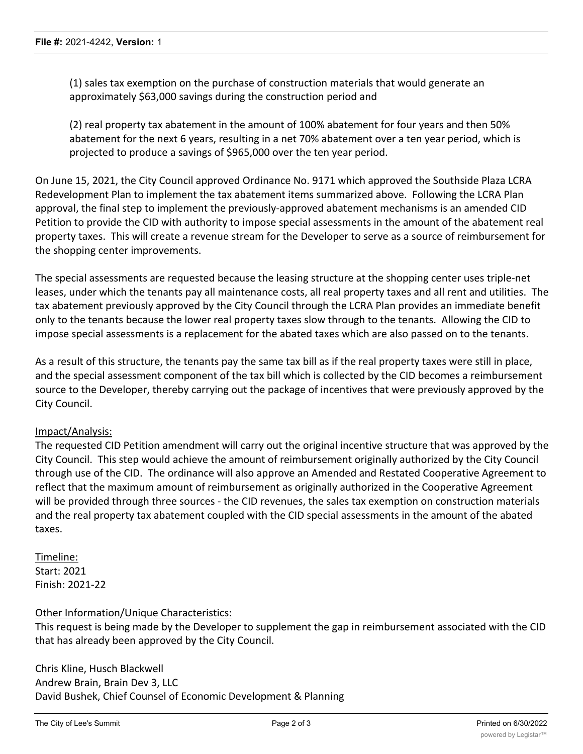(1) sales tax exemption on the purchase of construction materials that would generate an approximately $63,000 savings during the construction period and

(2) real property tax abatement in the amount of 100% abatement for four years and then 50% abatement for the next 6 years, resulting in a net 70% abatement over a ten year period, which is projected to produce a savings of $965,000 over the ten year period.

On June 15, 2021, the City Council approved Ordinance No. 9171 which approved the Southside Plaza LCRA Redevelopment Plan to implement the tax abatement items summarized above. Following the LCRA Plan approval, the final step to implement the previously-approved abatement mechanisms is an amended CID Petition to provide the CID with authority to impose special assessments in the amount of the abatement real property taxes. This will create a revenue stream for the Developer to serve as a source of reimbursement for the shopping center improvements.

The special assessments are requested because the leasing structure at the shopping center uses triple-net leases, under which the tenants pay all maintenance costs, all real property taxes and all rent and utilities. The tax abatement previously approved by the City Council through the LCRA Plan provides an immediate benefit only to the tenants because the lower real property taxes slow through to the tenants. Allowing the CID to impose special assessments is a replacement for the abated taxes which are also passed on to the tenants.

As a result of this structure, the tenants pay the same tax bill as if the real property taxes were still in place, and the special assessment component of the tax bill which is collected by the CID becomes a reimbursement source to the Developer, thereby carrying out the package of incentives that were previously approved by the City Council.

Impact/Analysis:

The requested CID Petition amendment will carry out the original incentive structure that was approved by the City Council. This step would achieve the amount of reimbursement originally authorized by the City Council through use of the CID. The ordinance will also approve an Amended and Restated Cooperative Agreement to reflect that the maximum amount of reimbursement as originally authorized in the Cooperative Agreement will be provided through three sources - the CID revenues, the sales tax exemption on construction materials and the real property tax abatement coupled with the CID special assessments in the amount of the abated taxes.

Timeline:

Start: 2021

Finish: 2021-22

Other Information/Unique Characteristics:

This request is being made by the Developer to supplement the gap in reimbursement associated with the CID that has already been approved by the City Council.

Chris Kline, Husch Blackwell

Andrew Brain, Brain Dev 3, LLC

David Bushek, Chief Counsel of Economic Development & Planning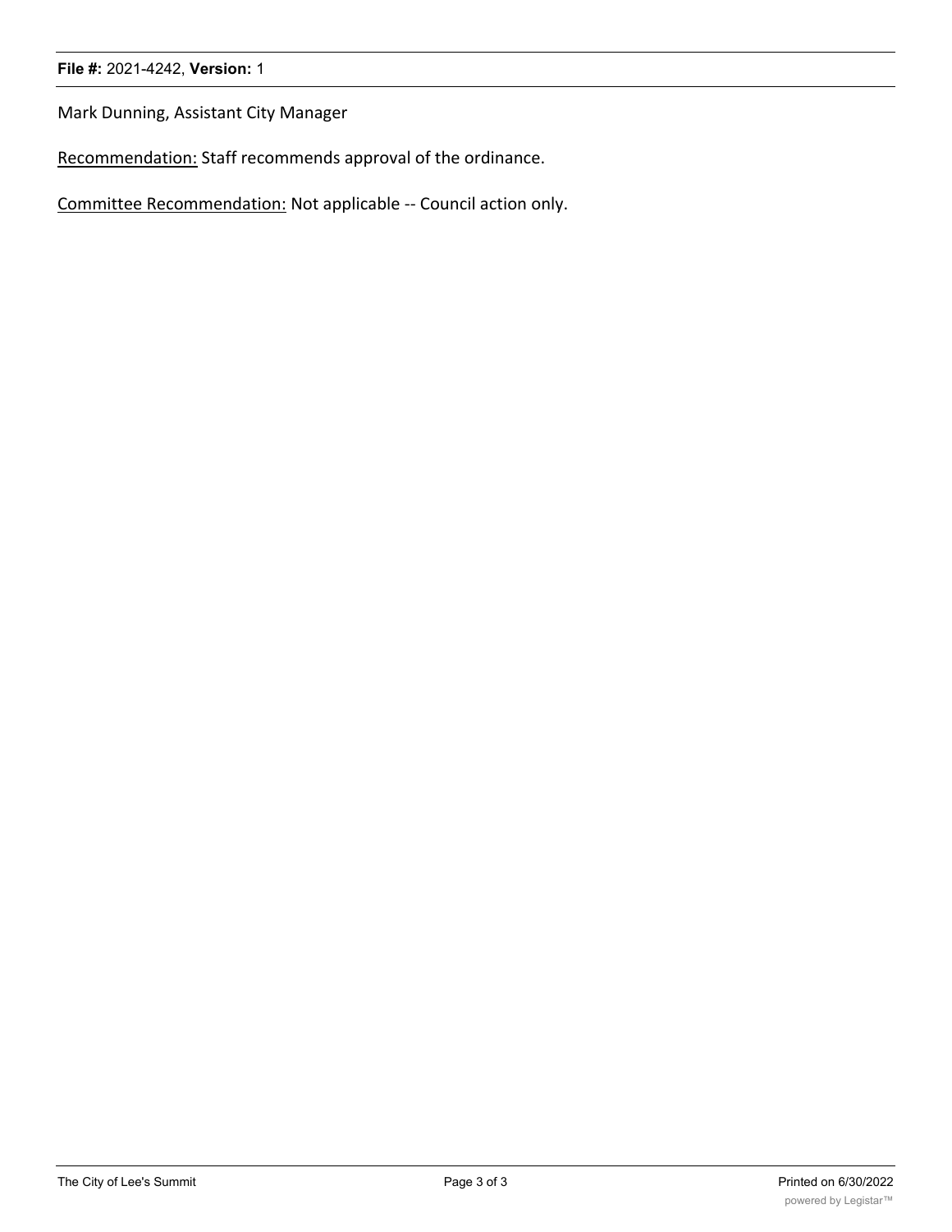Mark Dunning, Assistant City Manager

Recommendation: Staff recommends approval of the ordinance.

Committee Recommendation: Not applicable -- Council action only.